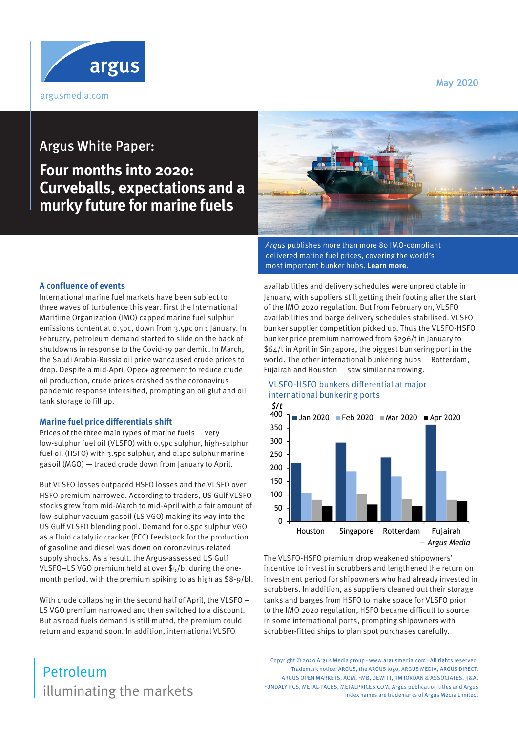argus

argusmedia.com

May 2020

# Argus White Paper:

# Four months into 2020: Curveballs, expectations and a murky future for marine fuels

*Argus* publishes more than 80 IMO-compliant delivered marine fuel prices, covering the world's most important bunker hubs. **Learn more**.

## A confluence of events

International marine fuel markets have been subject to three waves of turbulence this year. First the International Maritime Organization (IMO) capped marine fuel sulphur emissions content at 0.5pc, down from 3.5pc on 1 January. In February, petroleum demand started to slide on the back of shutdowns in response to the Covid-19 pandemic. In March, the Saudi Arabia-Russia oil price war caused crude prices to drop. Despite a mid-April Opec+ agreement to reduce crude oil production, crude prices crashed as the coronavirus pandemic response intensified, prompting an oil glut and oil tank storage to fill up.

## Marine fuel price differentials shift

Prices of the three main types of marine fuels — very low-sulphur fuel oil (VLSFO) with 0.5pc sulphur, high-sulphur fuel oil (HSFO) with 3.5pc sulphur, and 0.1pc sulphur marine gasoil (MGO) — traced crude down from January to April.

But VLSFO losses outpaced HSFO losses and the VLSFO over HSFO premium narrowed. According to traders, US Gulf VLSFO stocks grew from mid-March to mid-April with a fair amount of low-sulphur vacuum gasoil (LS VGO) making its way into the US Gulf VLSFO blending pool. Demand for 0.5pc sulphur VGO as a fluid catalytic cracker (FCC) feedstock for the production of gasoline and diesel was down on coronavirus-related supply shocks. As a result, the Argus-assessed US Gulf VLSFO–LS VGO premium held at over $5/bl during the one-month period, with the premium spiking to as high as $8-9/bl.

With crude collapsing in the second half of April, the VLSFO – LS VGO premium narrowed and then switched to a discount. But as road fuels demand is still muted, the premium could return and expand soon. In addition, international VLSFO availabilities and delivery schedules were unpredictable in January, with suppliers still getting their footing after the start of the IMO 2020 regulation. But from February on, VLSFO availabilities and barge delivery schedules stabilised. VLSFO bunker supplier competition picked up. Thus the VLSFO-HSFO bunker price premium narrowed from $296/t in January to $64/t in April in Singapore, the biggest bunkering port in the world. The other international bunkering hubs — Rotterdam, Fujairah and Houston — saw similar narrowing.

**VLSFO-HSFO bunkers differential at major international bunkering ports**

$/t

| Port | Jan 2020 | Feb 2020 | Mar 2020 | Apr 2020 |
|---|---|---|---|---|
| Houston | ~220 | ~110 | ~80 | ~58 |
| Singapore | ~296 | ~188 | ~103 | ~64 |
| Rotterdam | ~240 | ~168 | ~82 | ~57 |
| Fujairah | ~362 | ~190 | ~80 | ~75 |

— *Argus Media*

The VLSFO-HSFO premium drop weakened shipowners' incentive to invest in scrubbers and lengthened the return on investment period for shipowners who had already invested in scrubbers. In addition, as suppliers cleaned out their storage tanks and barges from HSFO to make space for VLSFO prior to the IMO 2020 regulation, HSFO became difficult to source in some international ports, prompting shipowners with scrubber-fitted ships to plan spot purchases carefully.

Petroleum
illuminating the markets

Copyright © 2020 Argus Media group - www.argusmedia.com - All rights reserved. Trademark notice: ARGUS, the ARGUS logo, ARGUS MEDIA, ARGUS DIRECT, ARGUS OPEN MARKETS, AOM, FMB, DEWITT, JIM JORDAN & ASSOCIATES, JJ&A, FUNDALYTICS, METAL-PAGES, METALPRICES.COM, Argus publication titles and Argus index names are trademarks of Argus Media Limited.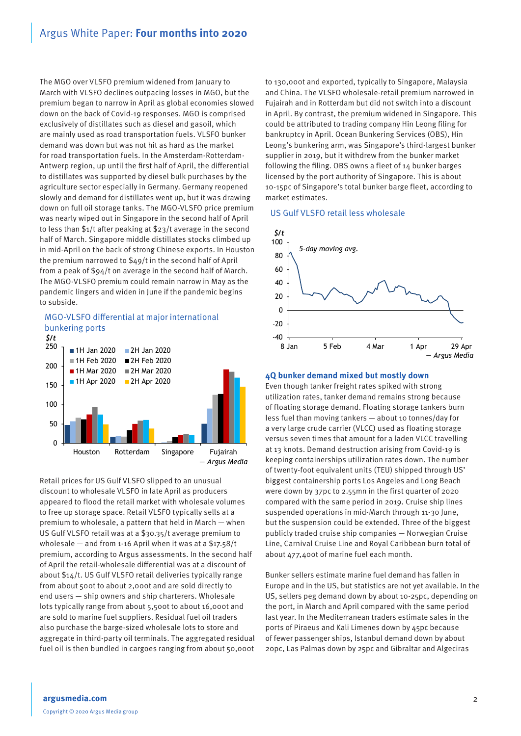The MGO over VLSFO premium widened from January to March with VLSFO declines outpacing losses in MGO, but the premium began to narrow in April as global economies slowed down on the back of Covid-19 responses. MGO is comprised exclusively of distillates such as diesel and gasoil, which are mainly used as road transportation fuels. VLSFO bunker demand was down but was not hit as hard as the market for road transportation fuels. In the Amsterdam-Rotterdam-Antwerp region, up until the first half of April, the differential to distillates was supported by diesel bulk purchases by the agriculture sector especially in Germany. Germany reopened slowly and demand for distillates went up, but it was drawing down on full oil storage tanks. The MGO-VLSFO price premium was nearly wiped out in Singapore in the second half of April to less than $1/t after peaking at $23/t average in the second half of March. Singapore middle distillates stocks climbed up in mid-April on the back of strong Chinese exports. In Houston the premium narrowed to $49/t in the second half of April from a peak of $94/t on average in the second half of March. The MGO-VLSFO premium could remain narrow in May as the pandemic lingers and widen in June if the pandemic begins to subside.

MGO-VLSFO differential at major international bunkering ports

Retail prices for US Gulf VLSFO slipped to an unusual discount to wholesale VLSFO in late April as producers appeared to flood the retail market with wholesale volumes to free up storage space. Retail VLSFO typically sells at a premium to wholesale, a pattern that held in March — when US Gulf VLSFO retail was at a $30.35/t average premium to wholesale — and from 1-16 April when it was at a $17.58/t premium, according to Argus assessments. In the second half of April the retail-wholesale differential was at a discount of about $14/t. US Gulf VLSFO retail deliveries typically range from about 500t to about 2,000t and are sold directly to end users — ship owners and ship charterers. Wholesale lots typically range from about 5,500t to about 16,000t and are sold to marine fuel suppliers. Residual fuel oil traders also purchase the barge-sized wholesale lots to store and aggregate in third-party oil terminals. The aggregated residual fuel oil is then bundled in cargoes ranging from about 50,000t to 130,000t and exported, typically to Singapore, Malaysia and China. The VLSFO wholesale-retail premium narrowed in Fujairah and in Rotterdam but did not switch into a discount in April. By contrast, the premium widened in Singapore. This could be attributed to trading company Hin Leong filing for bankruptcy in April. Ocean Bunkering Services (OBS), Hin Leong's bunkering arm, was Singapore's third-largest bunker supplier in 2019, but it withdrew from the bunker market following the filing. OBS owns a fleet of 14 bunker barges licensed by the port authority of Singapore. This is about 10-15pc of Singapore's total bunker barge fleet, according to market estimates.

US Gulf VLSFO retail less wholesale

## 4Q bunker demand mixed but mostly down

Even though tanker freight rates spiked with strong utilization rates, tanker demand remains strong because of floating storage demand. Floating storage tankers burn less fuel than moving tankers — about 10 tonnes/day for a very large crude carrier (VLCC) used as floating storage versus seven times that amount for a laden VLCC travelling at 13 knots. Demand destruction arising from Covid-19 is keeping containerships utilization rates down. The number of twenty-foot equivalent units (TEU) shipped through US' biggest containership ports Los Angeles and Long Beach were down by 37pc to 2.55mn in the first quarter of 2020 compared with the same period in 2019. Cruise ship lines suspended operations in mid-March through 11-30 June, but the suspension could be extended. Three of the biggest publicly traded cruise ship companies — Norwegian Cruise Line, Carnival Cruise Line and Royal Caribbean burn total of about 477,400t of marine fuel each month.

Bunker sellers estimate marine fuel demand has fallen in Europe and in the US, but statistics are not yet available. In the US, sellers peg demand down by about 10-25pc, depending on the port, in March and April compared with the same period last year. In the Mediterranean traders estimate sales in the ports of Piraeus and Kali Limenes down by 45pc because of fewer passenger ships, Istanbul demand down by about 20pc, Las Palmas down by 25pc and Gibraltar and Algeciras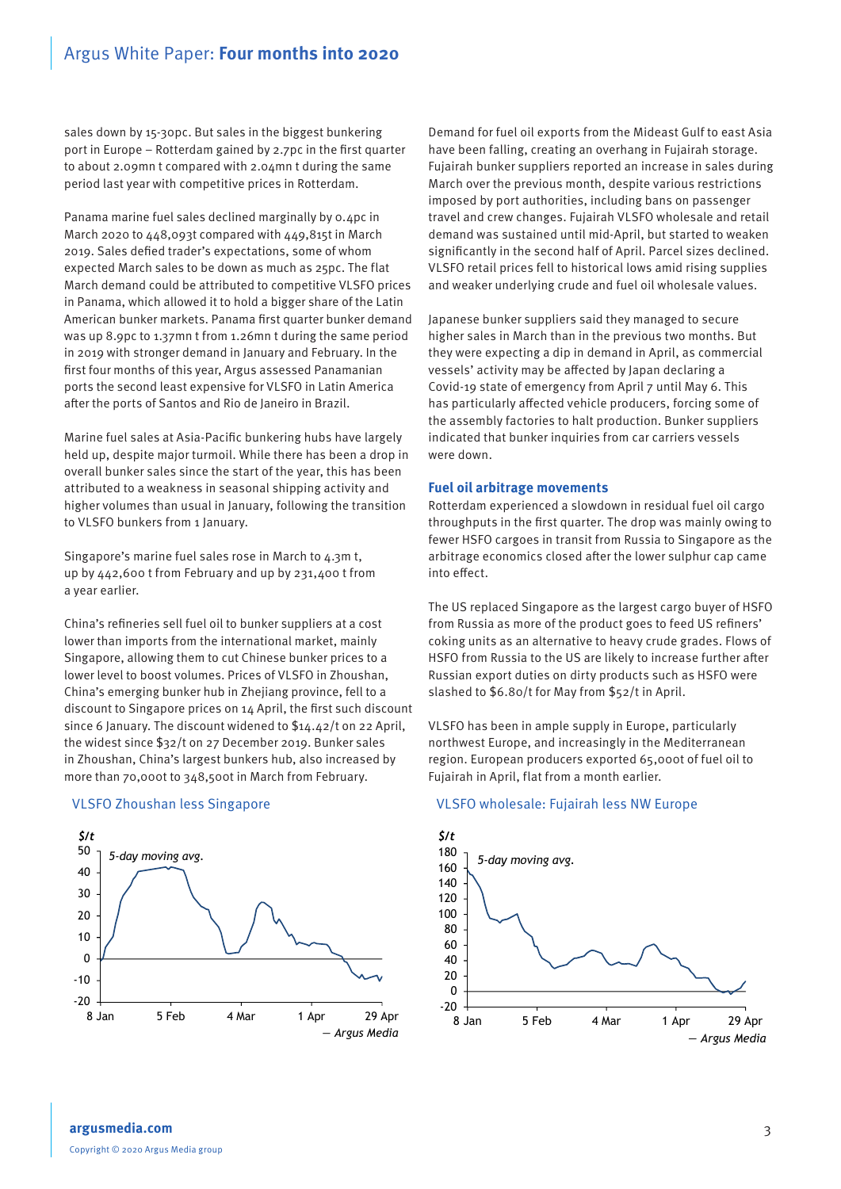sales down by 15-30pc. But sales in the biggest bunkering port in Europe – Rotterdam gained by 2.7pc in the first quarter to about 2.09mn t compared with 2.04mn t during the same period last year with competitive prices in Rotterdam.

Panama marine fuel sales declined marginally by 0.4pc in March 2020 to 448,093t compared with 449,815t in March 2019. Sales defied trader's expectations, some of whom expected March sales to be down as much as 25pc. The flat March demand could be attributed to competitive VLSFO prices in Panama, which allowed it to hold a bigger share of the Latin American bunker markets. Panama first quarter bunker demand was up 8.9pc to 1.37mn t from 1.26mn t during the same period in 2019 with stronger demand in January and February. In the first four months of this year, Argus assessed Panamanian ports the second least expensive for VLSFO in Latin America after the ports of Santos and Rio de Janeiro in Brazil.

Marine fuel sales at Asia-Pacific bunkering hubs have largely held up, despite major turmoil. While there has been a drop in overall bunker sales since the start of the year, this has been attributed to a weakness in seasonal shipping activity and higher volumes than usual in January, following the transition to VLSFO bunkers from 1 January.

Singapore's marine fuel sales rose in March to 4.3m t, up by 442,600 t from February and up by 231,400 t from a year earlier.

China's refineries sell fuel oil to bunker suppliers at a cost lower than imports from the international market, mainly Singapore, allowing them to cut Chinese bunker prices to a lower level to boost volumes. Prices of VLSFO in Zhoushan, China's emerging bunker hub in Zhejiang province, fell to a discount to Singapore prices on 14 April, the first such discount since 6 January. The discount widened to $14.42/t on 22 April, the widest since $32/t on 27 December 2019. Bunker sales in Zhoushan, China's largest bunkers hub, also increased by more than 70,000t to 348,500t in March from February.

VLSFO Zhoushan less Singapore

Demand for fuel oil exports from the Mideast Gulf to east Asia have been falling, creating an overhang in Fujairah storage. Fujairah bunker suppliers reported an increase in sales during March over the previous month, despite various restrictions imposed by port authorities, including bans on passenger travel and crew changes. Fujairah VLSFO wholesale and retail demand was sustained until mid-April, but started to weaken significantly in the second half of April. Parcel sizes declined. VLSFO retail prices fell to historical lows amid rising supplies and weaker underlying crude and fuel oil wholesale values.

Japanese bunker suppliers said they managed to secure higher sales in March than in the previous two months. But they were expecting a dip in demand in April, as commercial vessels' activity may be affected by Japan declaring a Covid-19 state of emergency from April 7 until May 6. This has particularly affected vehicle producers, forcing some of the assembly factories to halt production. Bunker suppliers indicated that bunker inquiries from car carriers vessels were down.

## Fuel oil arbitrage movements

Rotterdam experienced a slowdown in residual fuel oil cargo throughputs in the first quarter. The drop was mainly owing to fewer HSFO cargoes in transit from Russia to Singapore as the arbitrage economics closed after the lower sulphur cap came into effect.

The US replaced Singapore as the largest cargo buyer of HSFO from Russia as more of the product goes to feed US refiners' coking units as an alternative to heavy crude grades. Flows of HSFO from Russia to the US are likely to increase further after Russian export duties on dirty products such as HSFO were slashed to $6.80/t for May from $52/t in April.

VLSFO has been in ample supply in Europe, particularly northwest Europe, and increasingly in the Mediterranean region. European producers exported 65,000t of fuel oil to Fujairah in April, flat from a month earlier.

VLSFO wholesale: Fujairah less NW Europe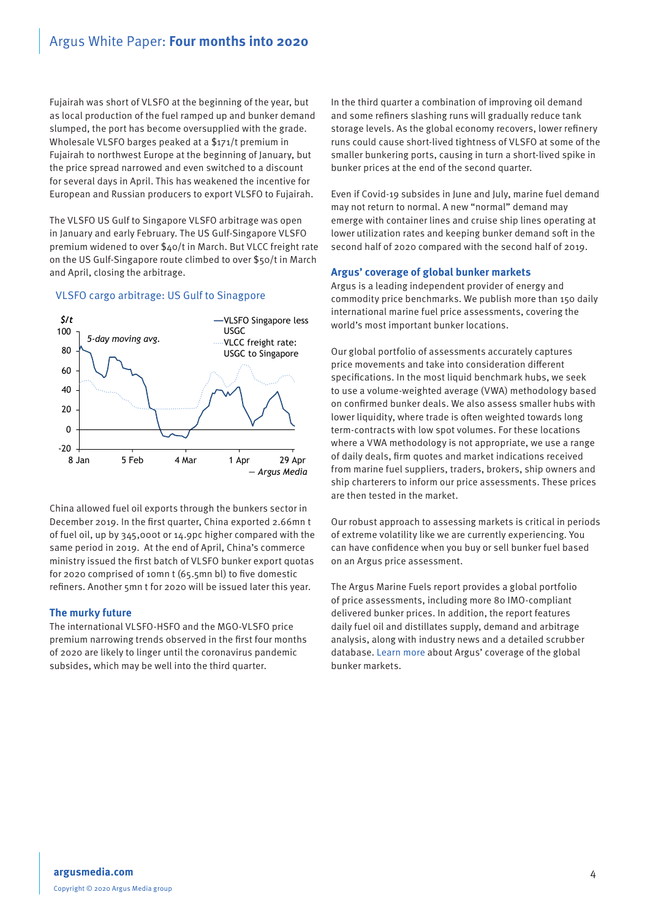Fujairah was short of VLSFO at the beginning of the year, but as local production of the fuel ramped up and bunker demand slumped, the port has become oversupplied with the grade. Wholesale VLSFO barges peaked at a $171/t premium in Fujairah to northwest Europe at the beginning of January, but the price spread narrowed and even switched to a discount for several days in April. This has weakened the incentive for European and Russian producers to export VLSFO to Fujairah.

The VLSFO US Gulf to Singapore VLSFO arbitrage was open in January and early February. The US Gulf-Singapore VLSFO premium widened to over $40/t in March. But VLCC freight rate on the US Gulf-Singapore route climbed to over $50/t in March and April, closing the arbitrage.

VLSFO cargo arbitrage: US Gulf to Sinagpore

China allowed fuel oil exports through the bunkers sector in December 2019. In the first quarter, China exported 2.66mn t of fuel oil, up by 345,000t or 14.9pc higher compared with the same period in 2019. At the end of April, China's commerce ministry issued the first batch of VLSFO bunker export quotas for 2020 comprised of 10mn t (65.5mn bl) to five domestic refiners. Another 5mn t for 2020 will be issued later this year.

## The murky future

The international VLSFO-HSFO and the MGO-VLSFO price premium narrowing trends observed in the first four months of 2020 are likely to linger until the coronavirus pandemic subsides, which may be well into the third quarter.

In the third quarter a combination of improving oil demand and some refiners slashing runs will gradually reduce tank storage levels. As the global economy recovers, lower refinery runs could cause short-lived tightness of VLSFO at some of the smaller bunkering ports, causing in turn a short-lived spike in bunker prices at the end of the second quarter.

Even if Covid-19 subsides in June and July, marine fuel demand may not return to normal. A new "normal" demand may emerge with container lines and cruise ship lines operating at lower utilization rates and keeping bunker demand soft in the second half of 2020 compared with the second half of 2019.

## Argus' coverage of global bunker markets

Argus is a leading independent provider of energy and commodity price benchmarks. We publish more than 150 daily international marine fuel price assessments, covering the world's most important bunker locations.

Our global portfolio of assessments accurately captures price movements and take into consideration different specifications. In the most liquid benchmark hubs, we seek to use a volume-weighted average (VWA) methodology based on confirmed bunker deals. We also assess smaller hubs with lower liquidity, where trade is often weighted towards long term-contracts with low spot volumes. For these locations where a VWA methodology is not appropriate, we use a range of daily deals, firm quotes and market indications received from marine fuel suppliers, traders, brokers, ship owners and ship charterers to inform our price assessments. These prices are then tested in the market.

Our robust approach to assessing markets is critical in periods of extreme volatility like we are currently experiencing. You can have confidence when you buy or sell bunker fuel based on an Argus price assessment.

The Argus Marine Fuels report provides a global portfolio of price assessments, including more 80 IMO-compliant delivered bunker prices. In addition, the report features daily fuel oil and distillates supply, demand and arbitrage analysis, along with industry news and a detailed scrubber database. Learn more about Argus' coverage of the global bunker markets.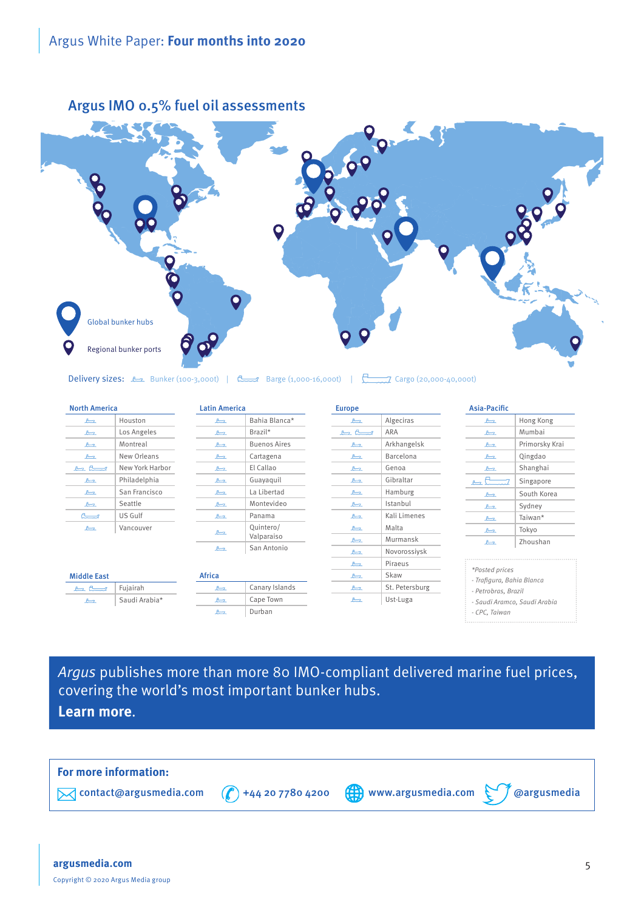## Argus IMO 0.5% fuel oil assessments

Global bunker hubs

Regional bunker ports

Delivery sizes: Bunker (100-3,000t) | Barge (1,000-16,000t) | Cargo (20,000-40,000t)

**North America**

| Delivery | Port |
|---|---|
| Bunker | Houston |
| Bunker | Los Angeles |
| Bunker | Montreal |
| Bunker | New Orleans |
| Bunker, Barge | New York Harbor |
| Bunker | Philadelphia |
| Bunker | San Francisco |
| Bunker | Seattle |
| Barge | US Gulf |
| Bunker | Vancouver |

**Latin America**

| Delivery | Port |
|---|---|
| Bunker | Bahia Blanca* |
| Bunker | Brazil* |
| Bunker | Buenos Aires |
| Bunker | Cartagena |
| Bunker | El Callao |
| Bunker | Guayaquil |
| Bunker | La Libertad |
| Bunker | Montevideo |
| Bunker | Panama |
| Bunker | Quintero/ Valparaiso |
| Bunker | San Antonio |

**Europe**

| Delivery | Port |
|---|---|
| Bunker | Algeciras |
| Bunker, Barge | ARA |
| Bunker | Arkhangelsk |
| Bunker | Barcelona |
| Bunker | Genoa |
| Bunker | Gibraltar |
| Bunker | Hamburg |
| Bunker | Istanbul |
| Bunker | Kali Limenes |
| Bunker | Malta |
| Bunker | Murmansk |
| Bunker | Novorossiysk |
| Bunker | Piraeus |
| Bunker | Skaw |
| Bunker | St. Petersburg |
| Bunker | Ust-Luga |

**Asia-Pacific**

| Delivery | Port |
|---|---|
| Bunker | Hong Kong |
| Bunker | Mumbai |
| Bunker | Primorsky Krai |
| Bunker | Qingdao |
| Bunker | Shanghai |
| Bunker, Cargo | Singapore |
| Bunker | South Korea |
| Bunker | Sydney |
| Bunker | Taiwan* |
| Bunker | Tokyo |
| Bunker | Zhoushan |

**Middle East**

| Delivery | Port |
|---|---|
| Bunker, Barge | Fujairah |
| Bunker | Saudi Arabia* |

**Africa**

| Delivery | Port |
|---|---|
| Bunker | Canary Islands |
| Bunker | Cape Town |
| Bunker | Durban |

*Posted prices*
*- Trafigura, Bahia Blanca*
*- Petrobras, Brazil*
*- Saudi Aramco, Saudi Arabia*
*- CPC, Taiwan*

*Argus* publishes more than more 80 IMO-compliant delivered marine fuel prices, covering the world's most important bunker hubs.
**Learn more.**

**For more information:**

contact@argusmedia.com | +44 20 7780 4200 | www.argusmedia.com | @argusmedia

**argusmedia.com**
Copyright © 2020 Argus Media group